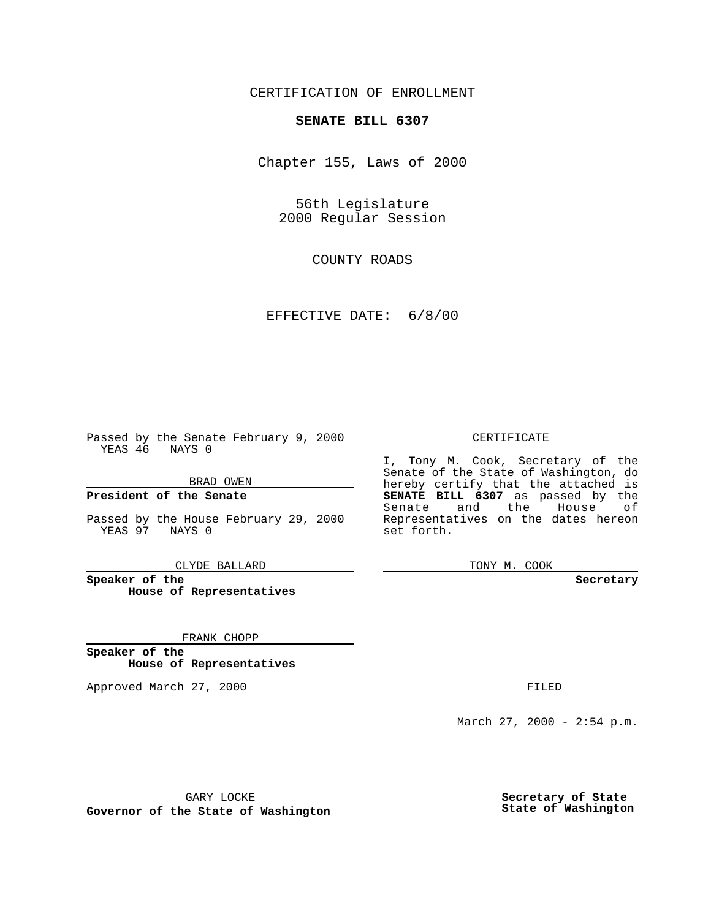CERTIFICATION OF ENROLLMENT

**SENATE BILL 6307**

Chapter 155, Laws of 2000

56th Legislature
2000 Regular Session

COUNTY ROADS

EFFECTIVE DATE: 6/8/00

Passed by the Senate February 9, 2000
YEAS 46 NAYS 0

BRAD OWEN

**President of the Senate**

Passed by the House February 29, 2000
YEAS 97 NAYS 0

CLYDE BALLARD

**Speaker of the House of Representatives**

FRANK CHOPP

**Speaker of the House of Representatives**

Approved March 27, 2000

GARY LOCKE

**Governor of the State of Washington**

CERTIFICATE

I, Tony M. Cook, Secretary of the Senate of the State of Washington, do hereby certify that the attached is **SENATE BILL 6307** as passed by the Senate and the House of Representatives on the dates hereon set forth.

TONY M. COOK

**Secretary**

FILED

March 27, 2000 - 2:54 p.m.

**Secretary of State State of Washington**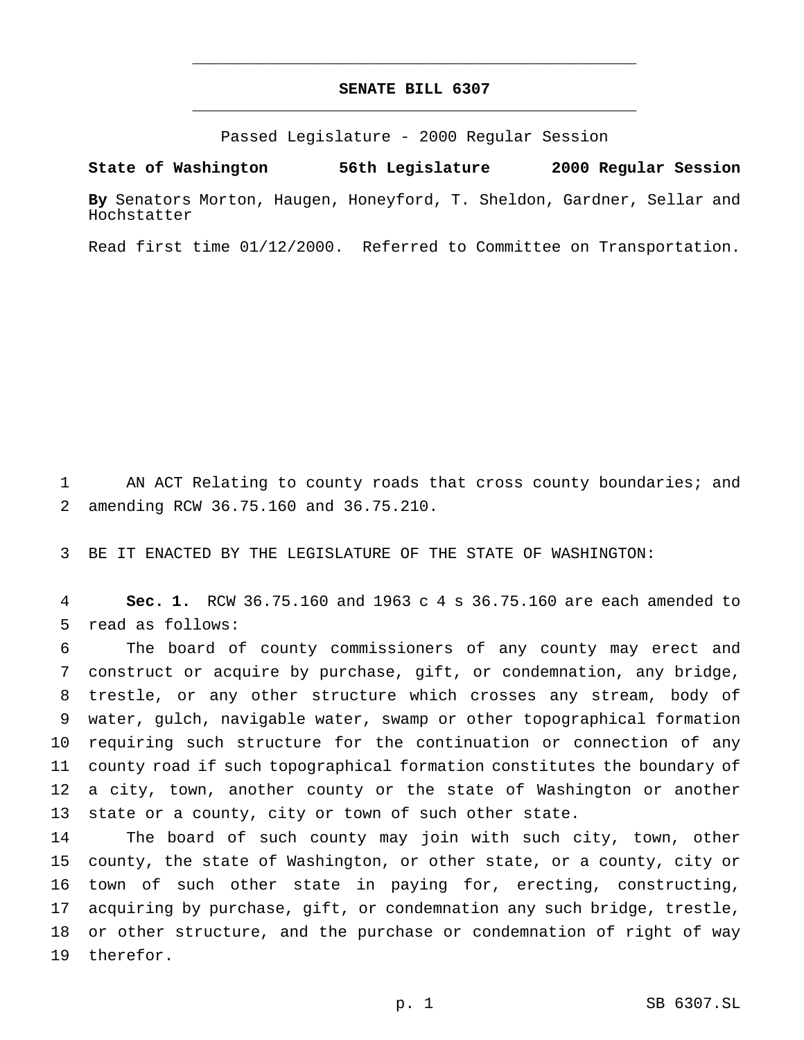# SENATE BILL 6307

Passed Legislature - 2000 Regular Session

**State of Washington 56th Legislature 2000 Regular Session**

**By** Senators Morton, Haugen, Honeyford, T. Sheldon, Gardner, Sellar and Hochstatter

Read first time 01/12/2000. Referred to Committee on Transportation.

AN ACT Relating to county roads that cross county boundaries; and amending RCW 36.75.160 and 36.75.210.

BE IT ENACTED BY THE LEGISLATURE OF THE STATE OF WASHINGTON:

**Sec. 1.** RCW 36.75.160 and 1963 c 4 s 36.75.160 are each amended to read as follows:

The board of county commissioners of any county may erect and construct or acquire by purchase, gift, or condemnation, any bridge, trestle, or any other structure which crosses any stream, body of water, gulch, navigable water, swamp or other topographical formation requiring such structure for the continuation or connection of any county road if such topographical formation constitutes the boundary of a city, town, another county or the state of Washington or another state or a county, city or town of such other state.

The board of such county may join with such city, town, other county, the state of Washington, or other state, or a county, city or town of such other state in paying for, erecting, constructing, acquiring by purchase, gift, or condemnation any such bridge, trestle, or other structure, and the purchase or condemnation of right of way therefor.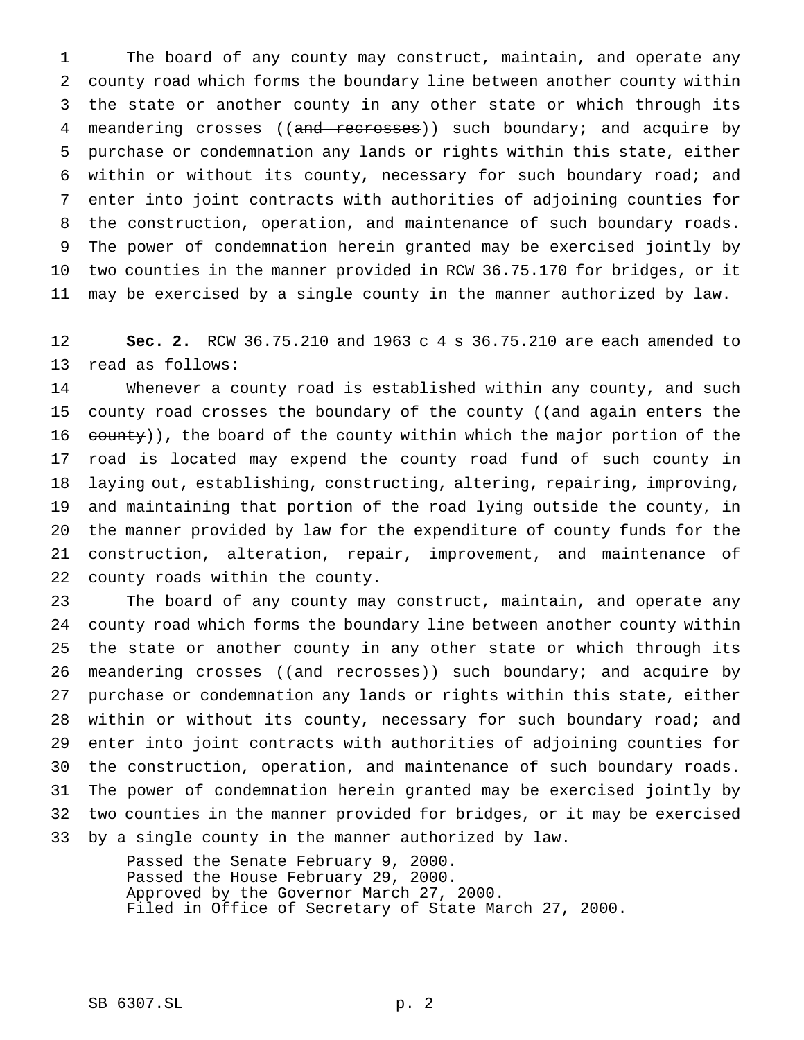The board of any county may construct, maintain, and operate any county road which forms the boundary line between another county within the state or another county in any other state or which through its meandering crosses ((~~and recrosses~~)) such boundary; and acquire by purchase or condemnation any lands or rights within this state, either within or without its county, necessary for such boundary road; and enter into joint contracts with authorities of adjoining counties for the construction, operation, and maintenance of such boundary roads. The power of condemnation herein granted may be exercised jointly by two counties in the manner provided in RCW 36.75.170 for bridges, or it may be exercised by a single county in the manner authorized by law.

**Sec. 2.** RCW 36.75.210 and 1963 c 4 s 36.75.210 are each amended to read as follows:

Whenever a county road is established within any county, and such county road crosses the boundary of the county ((~~and again enters the county~~)), the board of the county within which the major portion of the road is located may expend the county road fund of such county in laying out, establishing, constructing, altering, repairing, improving, and maintaining that portion of the road lying outside the county, in the manner provided by law for the expenditure of county funds for the construction, alteration, repair, improvement, and maintenance of county roads within the county.

The board of any county may construct, maintain, and operate any county road which forms the boundary line between another county within the state or another county in any other state or which through its meandering crosses ((~~and recrosses~~)) such boundary; and acquire by purchase or condemnation any lands or rights within this state, either within or without its county, necessary for such boundary road; and enter into joint contracts with authorities of adjoining counties for the construction, operation, and maintenance of such boundary roads. The power of condemnation herein granted may be exercised jointly by two counties in the manner provided for bridges, or it may be exercised by a single county in the manner authorized by law.

Passed the Senate February 9, 2000.
Passed the House February 29, 2000.
Approved by the Governor March 27, 2000.
Filed in Office of Secretary of State March 27, 2000.